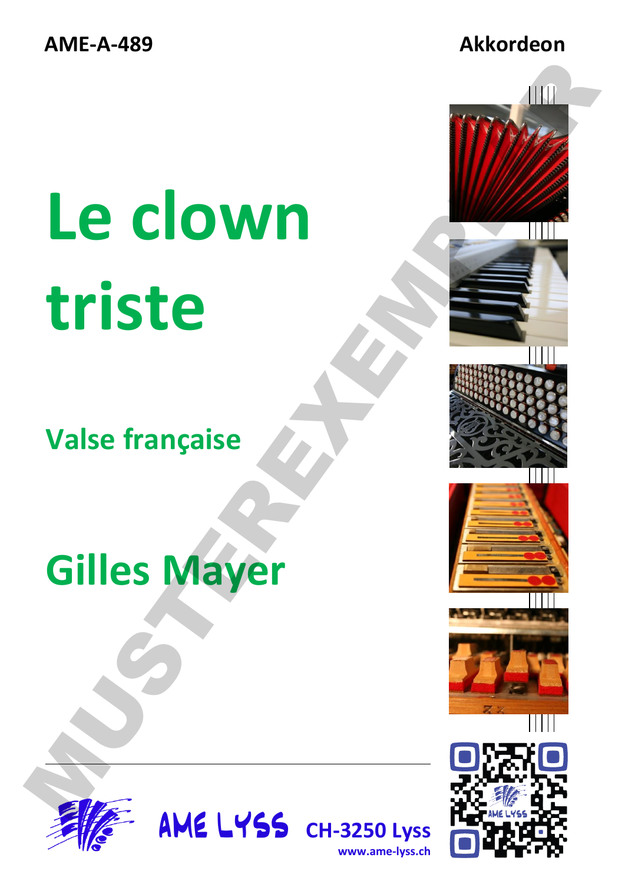AME-A-489

Akkordeon

# Le clown triste

## Valse française

## Gilles Mayer

MUSTEREXEMPLAR

AME LYSS CH-3250 Lyss

www.ame-lyss.ch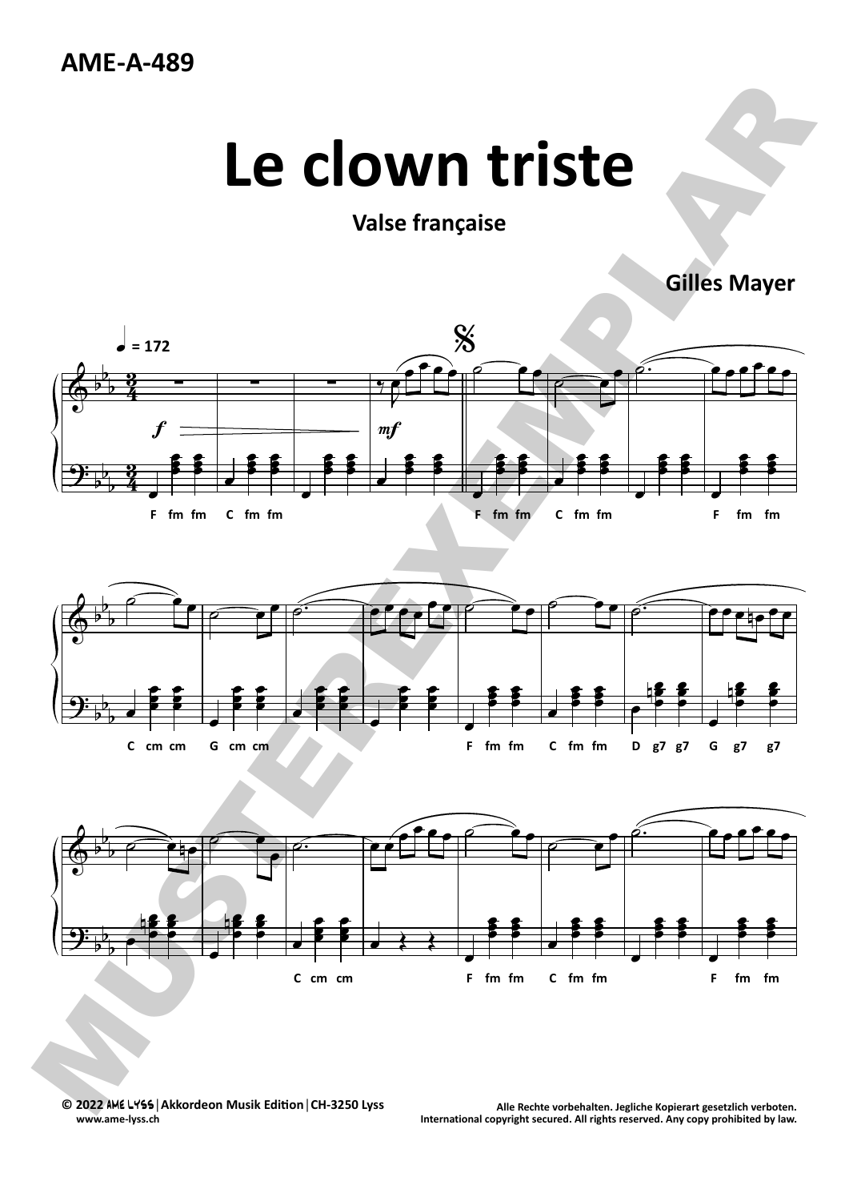AME-A-489

# Le clown triste

**Valse française**

**Gilles Mayer**

© 2022 AME LYSS | Akkordeon Musik Edition | CH-3250 Lyss
www.ame-lyss.ch

Alle Rechte vorbehalten. Jegliche Kopierart gesetzlich verboten.
International copyright secured. All rights reserved. Any copy prohibited by law.